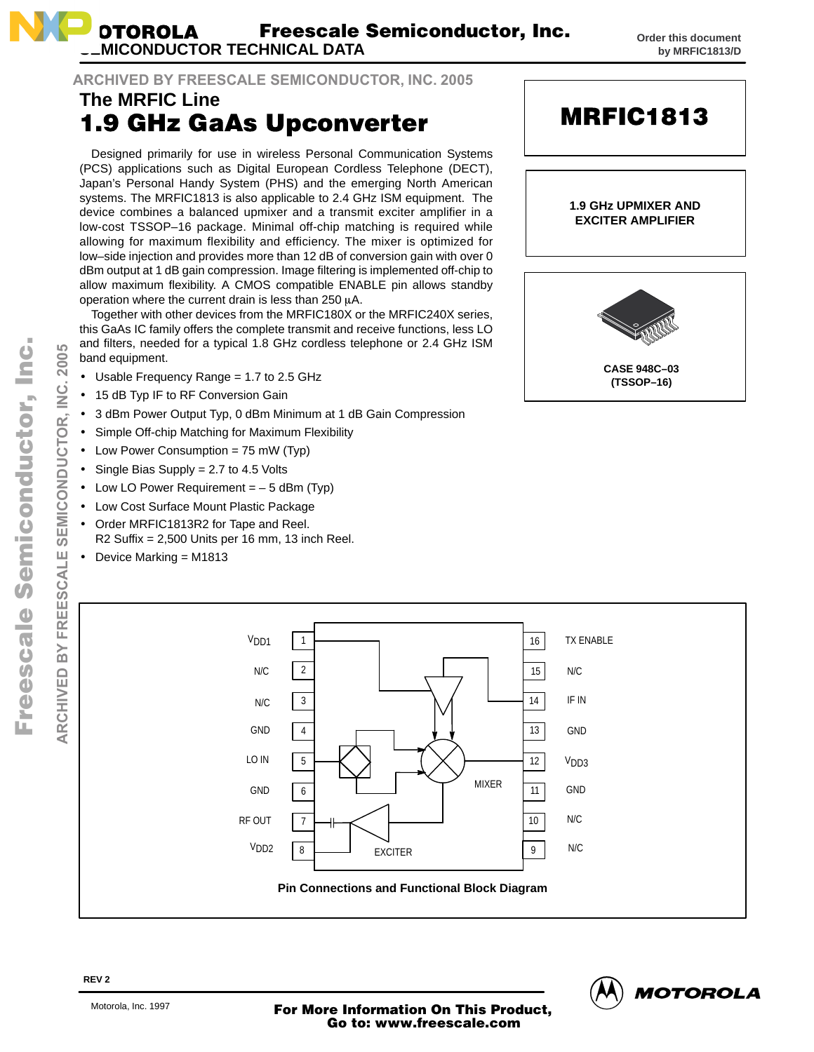# MOTOROLA SEMICONDUCTOR TECHNICAL DATA

# Freescale Semiconductor, Inc.

Order this document by MRFIC1813/D

ARCHIVED BY FREESCALE SEMICONDUCTOR, INC. 2005

## The MRFIC Line

# 1.9 GHz GaAs Upconverter

**MRFIC1813**

**1.9 GHz UPMIXER AND EXCITER AMPLIFIER**

**CASE 948C–03 (TSSOP–16)**

Designed primarily for use in wireless Personal Communication Systems (PCS) applications such as Digital European Cordless Telephone (DECT), Japan's Personal Handy System (PHS) and the emerging North American systems. The MRFIC1813 is also applicable to 2.4 GHz ISM equipment. The device combines a balanced upmixer and a transmit exciter amplifier in a low-cost TSSOP–16 package. Minimal off-chip matching is required while allowing for maximum flexibility and efficiency. The mixer is optimized for low–side injection and provides more than 12 dB of conversion gain with over 0 dBm output at 1 dB gain compression. Image filtering is implemented off-chip to allow maximum flexibility. A CMOS compatible ENABLE pin allows standby operation where the current drain is less than 250 μA.

Together with other devices from the MRFIC180X or the MRFIC240X series, this GaAs IC family offers the complete transmit and receive functions, less LO and filters, needed for a typical 1.8 GHz cordless telephone or 2.4 GHz ISM band equipment.

- Usable Frequency Range = 1.7 to 2.5 GHz
- 15 dB Typ IF to RF Conversion Gain
- 3 dBm Power Output Typ, 0 dBm Minimum at 1 dB Gain Compression
- Simple Off-chip Matching for Maximum Flexibility
- Low Power Consumption = 75 mW (Typ)
- Single Bias Supply = 2.7 to 4.5 Volts
- Low LO Power Requirement = – 5 dBm (Typ)
- Low Cost Surface Mount Plastic Package
- Order MRFIC1813R2 for Tape and Reel.
  R2 Suffix = 2,500 Units per 16 mm, 13 inch Reel.
- Device Marking = M1813

| Pin | Function | Pin | Function |
|---|---|---|---|
| 1 | $V_{DD1}$ | 16 | TX ENABLE |
| 2 | N/C | 15 | N/C |
| 3 | N/C | 14 | IF IN |
| 4 | GND | 13 | GND |
| 5 | LO IN | 12 | $V_{DD3}$ |
| 6 | GND | 11 | GND |
| 7 | RF OUT | 10 | N/C |
| 8 | $V_{DD2}$ | 9 | N/C |

MIXER, EXCITER

**Pin Connections and Functional Block Diagram**

REV 2

Motorola, Inc. 1997

**For More Information On This Product, Go to: www.freescale.com**

MOTOROLA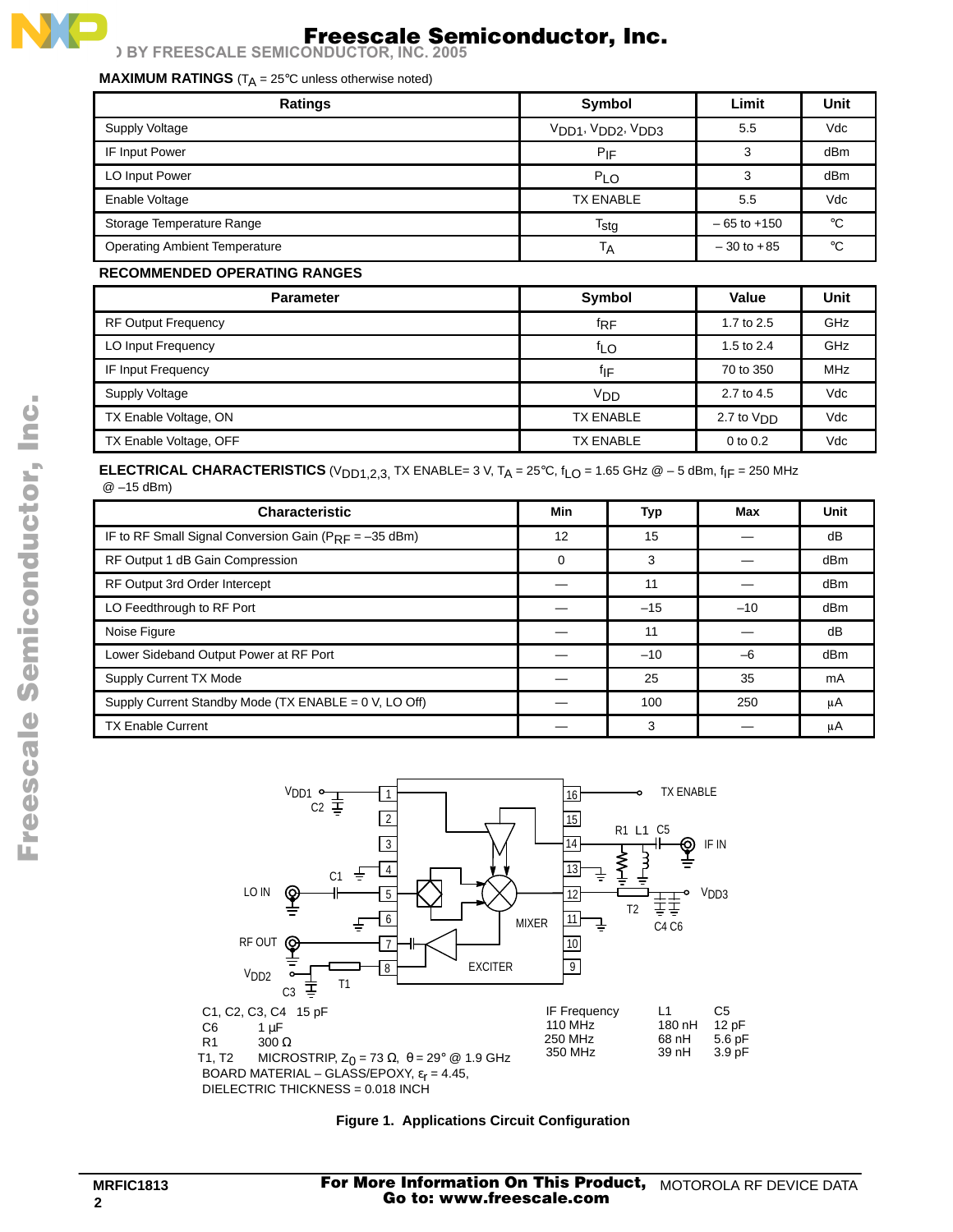**MAXIMUM RATINGS** ($T_A$ = 25°C unless otherwise noted)

| Ratings | Symbol | Limit | Unit |
|---|---|---|---|
| Supply Voltage | $V_{DD1}, V_{DD2}, V_{DD3}$ | 5.5 | Vdc |
| IF Input Power | $P_{IF}$ | 3 | dBm |
| LO Input Power | $P_{LO}$ | 3 | dBm |
| Enable Voltage | TX ENABLE | 5.5 | Vdc |
| Storage Temperature Range | $T_{stg}$ | – 65 to +150 | °C |
| Operating Ambient Temperature | $T_A$ | – 30 to + 85 | °C |

**RECOMMENDED OPERATING RANGES**

| Parameter | Symbol | Value | Unit |
|---|---|---|---|
| RF Output Frequency | $f_{RF}$ | 1.7 to 2.5 | GHz |
| LO Input Frequency | $f_{LO}$ | 1.5 to 2.4 | GHz |
| IF Input Frequency | $f_{IF}$ | 70 to 350 | MHz |
| Supply Voltage | $V_{DD}$ | 2.7 to 4.5 | Vdc |
| TX Enable Voltage, ON | TX ENABLE | 2.7 to $V_{DD}$ | Vdc |
| TX Enable Voltage, OFF | TX ENABLE | 0 to 0.2 | Vdc |

**ELECTRICAL CHARACTERISTICS** ($V_{DD1,2,3}$, TX ENABLE= 3 V, $T_A$ = 25°C, $f_{LO}$ = 1.65 GHz @ – 5 dBm, $f_{IF}$ = 250 MHz @ –15 dBm)

| Characteristic | Min | Typ | Max | Unit |
|---|---|---|---|---|
| IF to RF Small Signal Conversion Gain ($P_{RF}$ = –35 dBm) | 12 | 15 | — | dB |
| RF Output 1 dB Gain Compression | 0 | 3 | — | dBm |
| RF Output 3rd Order Intercept | — | 11 | — | dBm |
| LO Feedthrough to RF Port | — | –15 | –10 | dBm |
| Noise Figure | — | 11 | — | dB |
| Lower Sideband Output Power at RF Port | — | –10 | –6 | dBm |
| Supply Current TX Mode | — | 25 | 35 | mA |
| Supply Current Standby Mode (TX ENABLE = 0 V, LO Off) | — | 100 | 250 | µA |
| TX Enable Current | — | 3 | — | µA |

C1, C2, C3, C4 15 pF
C6 1 µF
R1 300 Ω
T1, T2 MICROSTRIP, $Z_0$ = 73 Ω, θ = 29° @ 1.9 GHz
BOARD MATERIAL – GLASS/EPOXY, $\varepsilon_r$ = 4.45,
DIELECTRIC THICKNESS = 0.018 INCH

| IF Frequency | L1 | C5 |
|---|---|---|
| 110 MHz | 180 nH | 12 pF |
| 250 MHz | 68 nH | 5.6 pF |
| 350 MHz | 39 nH | 3.9 pF |

**Figure 1. Applications Circuit Configuration**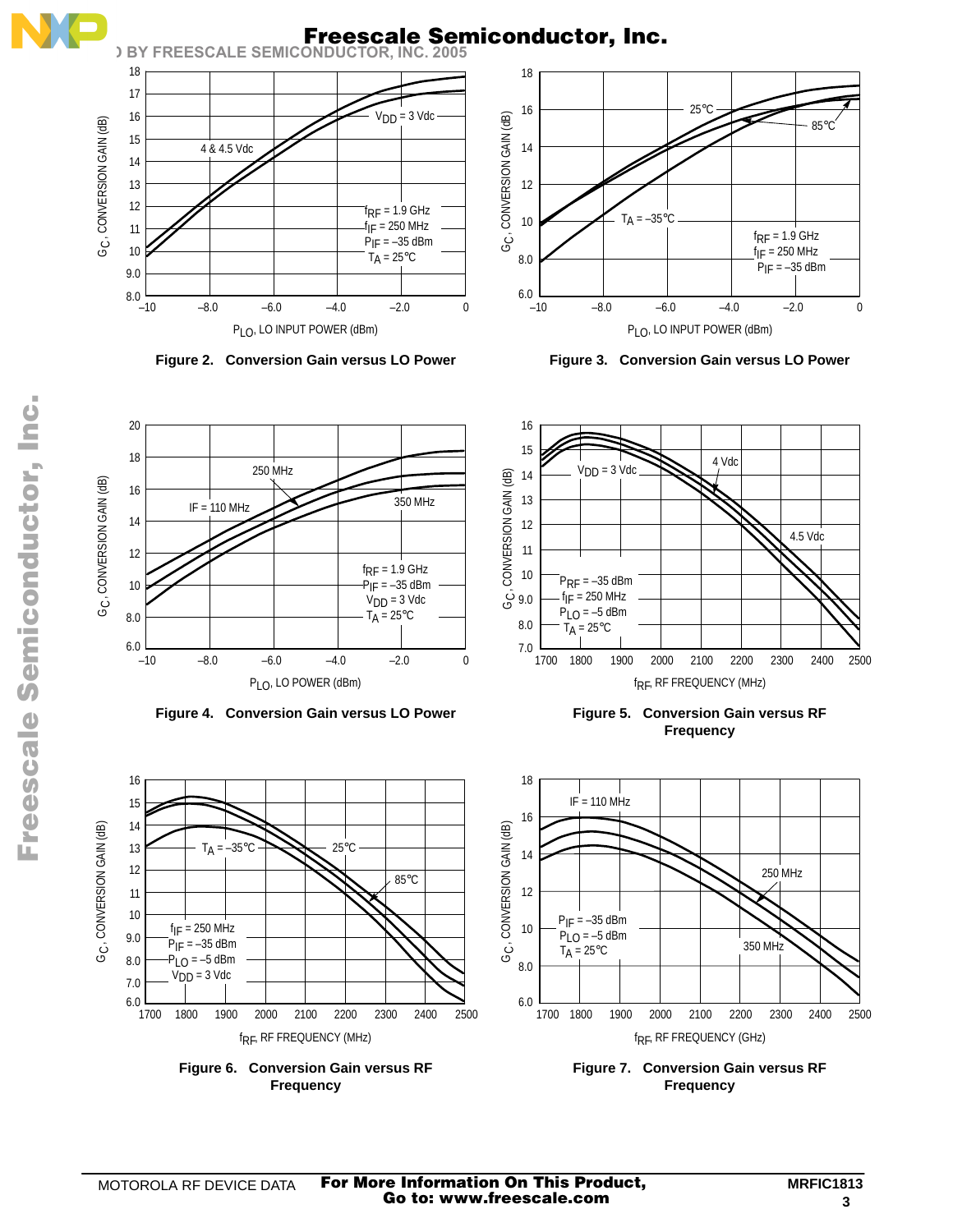Figure 2. Conversion Gain versus LO Power

Figure 3. Conversion Gain versus LO Power

Figure 4. Conversion Gain versus LO Power

Figure 5. Conversion Gain versus RF Frequency

Figure 6. Conversion Gain versus RF Frequency

Figure 7. Conversion Gain versus RF Frequency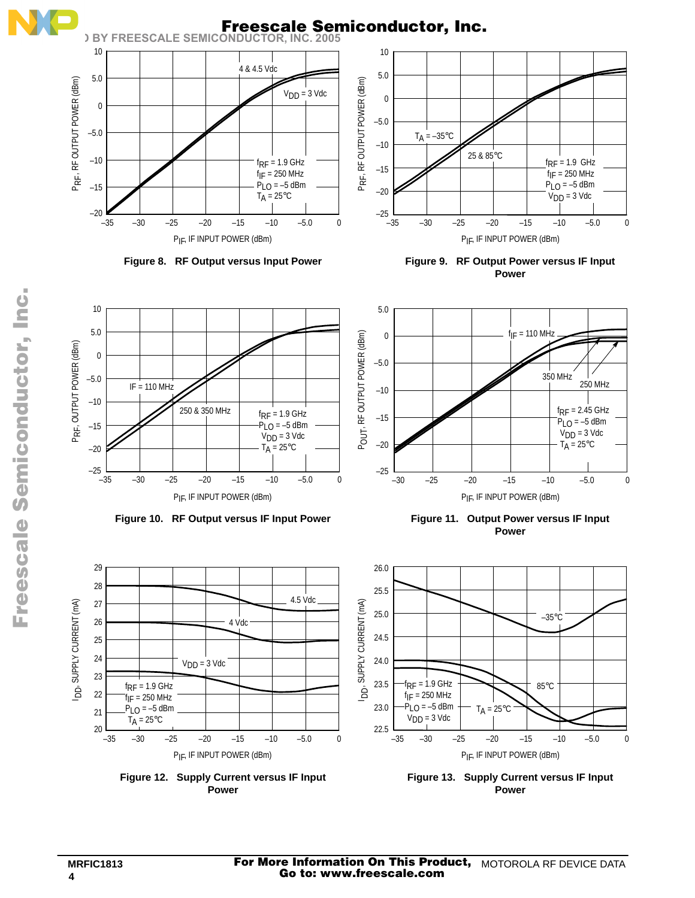Figure 8. RF Output versus Input Power

Figure 9. RF Output Power versus IF Input Power

Figure 10. RF Output versus IF Input Power

Figure 11. Output Power versus IF Input Power

Figure 12. Supply Current versus IF Input Power

Figure 13. Supply Current versus IF Input Power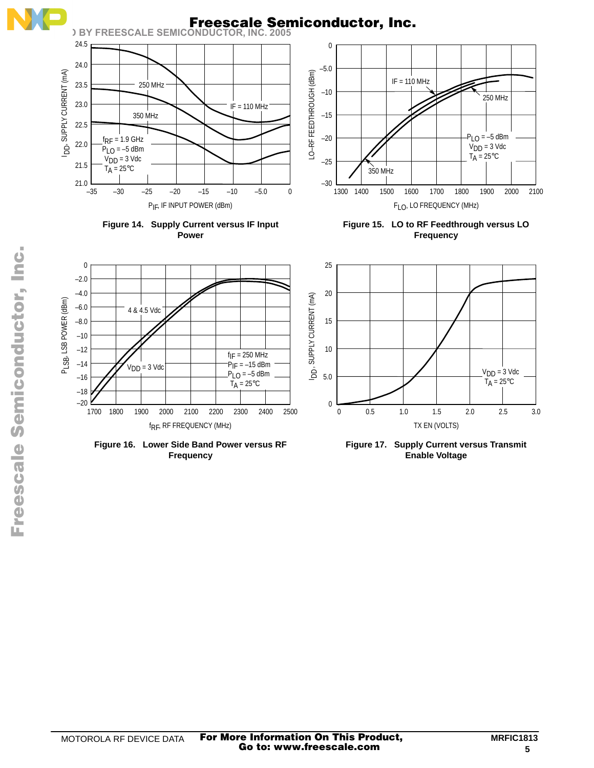Figure 14. Supply Current versus IF Input Power

Figure 15. LO to RF Feedthrough versus LO Frequency

Figure 16. Lower Side Band Power versus RF Frequency

Figure 17. Supply Current versus Transmit Enable Voltage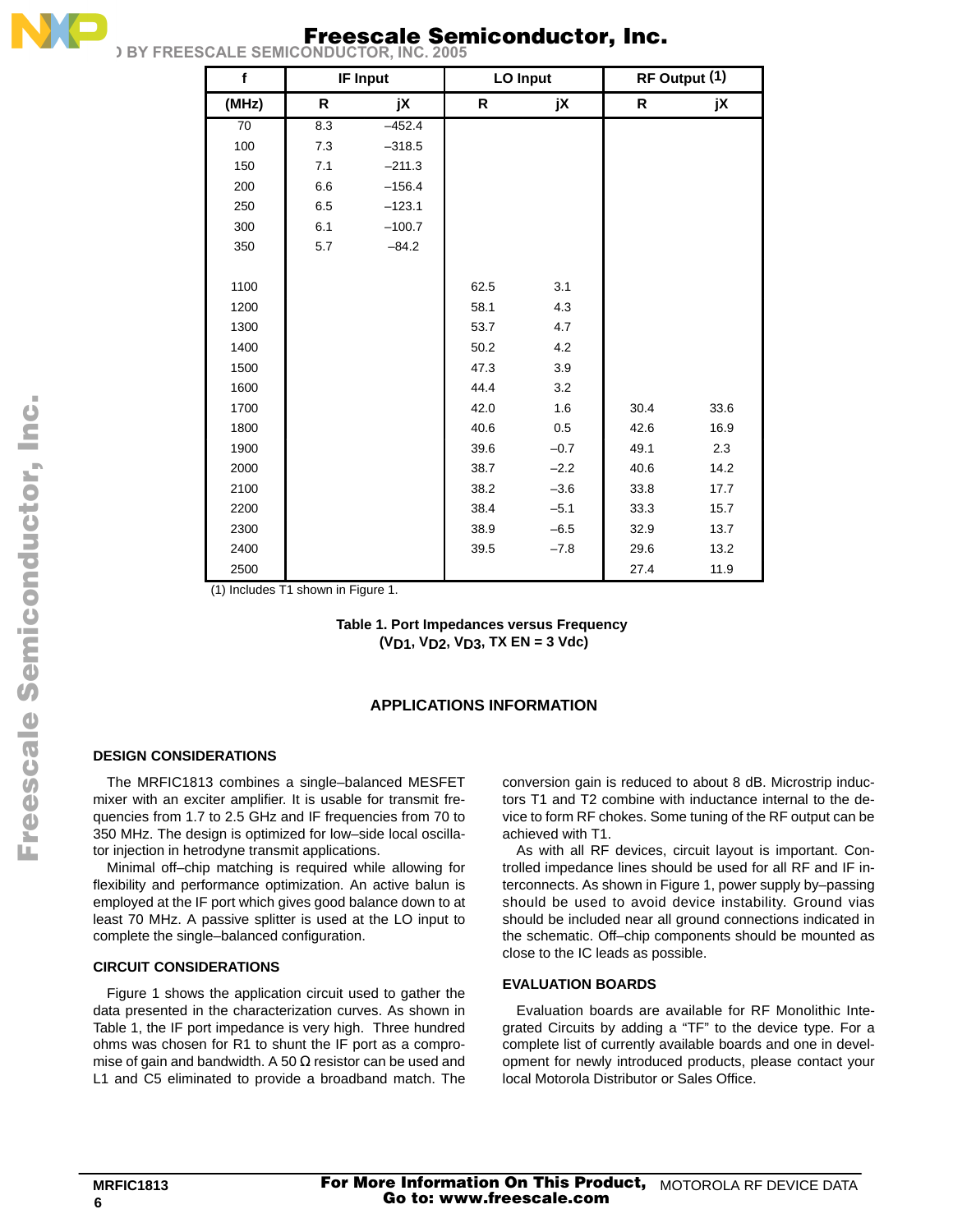| f | IF Input | | LO Input | | RF Output (1) | |
|---|---|---|---|---|---|---|
| (MHz) | R | jX | R | jX | R | jX |
| 70 | 8.3 | –452.4 | | | | |
| 100 | 7.3 | –318.5 | | | | |
| 150 | 7.1 | –211.3 | | | | |
| 200 | 6.6 | –156.4 | | | | |
| 250 | 6.5 | –123.1 | | | | |
| 300 | 6.1 | –100.7 | | | | |
| 350 | 5.7 | –84.2 | | | | |
| 1100 | | | 62.5 | 3.1 | | |
| 1200 | | | 58.1 | 4.3 | | |
| 1300 | | | 53.7 | 4.7 | | |
| 1400 | | | 50.2 | 4.2 | | |
| 1500 | | | 47.3 | 3.9 | | |
| 1600 | | | 44.4 | 3.2 | | |
| 1700 | | | 42.0 | 1.6 | 30.4 | 33.6 |
| 1800 | | | 40.6 | 0.5 | 42.6 | 16.9 |
| 1900 | | | 39.6 | –0.7 | 49.1 | 2.3 |
| 2000 | | | 38.7 | –2.2 | 40.6 | 14.2 |
| 2100 | | | 38.2 | –3.6 | 33.8 | 17.7 |
| 2200 | | | 38.4 | –5.1 | 33.3 | 15.7 |
| 2300 | | | 38.9 | –6.5 | 32.9 | 13.7 |
| 2400 | | | 39.5 | –7.8 | 29.6 | 13.2 |
| 2500 | | | | | 27.4 | 11.9 |

(1) Includes T1 shown in Figure 1.

**Table 1. Port Impedances versus Frequency**
**($V_{D1}$, $V_{D2}$, $V_{D3}$, TX EN = 3 Vdc)**

## APPLICATIONS INFORMATION

### DESIGN CONSIDERATIONS

The MRFIC1813 combines a single–balanced MESFET mixer with an exciter amplifier. It is usable for transmit frequencies from 1.7 to 2.5 GHz and IF frequencies from 70 to 350 MHz. The design is optimized for low–side local oscillator injection in hetrodyne transmit applications.

Minimal off–chip matching is required while allowing for flexibility and performance optimization. An active balun is employed at the IF port which gives good balance down to at least 70 MHz. A passive splitter is used at the LO input to complete the single–balanced configuration.

### CIRCUIT CONSIDERATIONS

Figure 1 shows the application circuit used to gather the data presented in the characterization curves. As shown in Table 1, the IF port impedance is very high. Three hundred ohms was chosen for R1 to shunt the IF port as a compromise of gain and bandwidth. A 50 Ω resistor can be used and L1 and C5 eliminated to provide a broadband match. The conversion gain is reduced to about 8 dB. Microstrip inductors T1 and T2 combine with inductance internal to the device to form RF chokes. Some tuning of the RF output can be achieved with T1.

As with all RF devices, circuit layout is important. Controlled impedance lines should be used for all RF and IF interconnects. As shown in Figure 1, power supply by–passing should be used to avoid device instability. Ground vias should be included near all ground connections indicated in the schematic. Off–chip components should be mounted as close to the IC leads as possible.

### EVALUATION BOARDS

Evaluation boards are available for RF Monolithic Integrated Circuits by adding a "TF" to the device type. For a complete list of currently available boards and one in development for newly introduced products, please contact your local Motorola Distributor or Sales Office.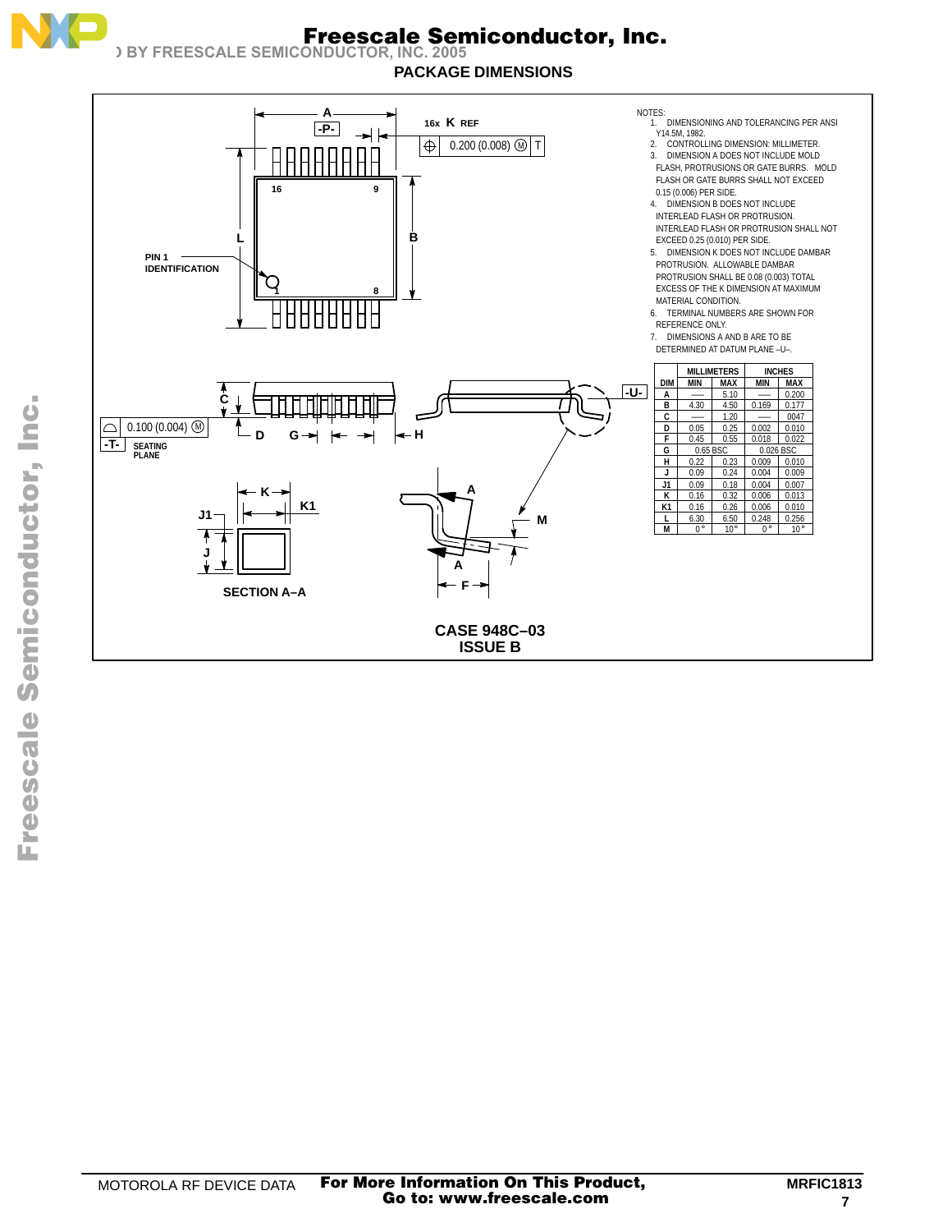## PACKAGE DIMENSIONS

NOTES:
1. DIMENSIONING AND TOLERANCING PER ANSI Y14.5M, 1982.
2. CONTROLLING DIMENSION: MILLIMETER.
3. DIMENSION A DOES NOT INCLUDE MOLD FLASH, PROTRUSIONS OR GATE BURRS. MOLD FLASH OR GATE BURRS SHALL NOT EXCEED 0.15 (0.006) PER SIDE.
4. DIMENSION B DOES NOT INCLUDE INTERLEAD FLASH OR PROTRUSION. INTERLEAD FLASH OR PROTRUSION SHALL NOT EXCEED 0.25 (0.010) PER SIDE.
5. DIMENSION K DOES NOT INCLUDE DAMBAR PROTRUSION. ALLOWABLE DAMBAR PROTRUSION SHALL BE 0.08 (0.003) TOTAL EXCESS OF THE K DIMENSION AT MAXIMUM MATERIAL CONDITION.
6. TERMINAL NUMBERS ARE SHOWN FOR REFERENCE ONLY.
7. DIMENSIONS A AND B ARE TO BE DETERMINED AT DATUM PLANE –U–.

| DIM | MILLIMETERS MIN | MILLIMETERS MAX | INCHES MIN | INCHES MAX |
|---|---|---|---|---|
| A | — | 5.10 | — | 0.200 |
| B | 4.30 | 4.50 | 0.169 | 0.177 |
| C | — | 1.20 | — | 0047 |
| D | 0.05 | 0.25 | 0.002 | 0.010 |
| F | 0.45 | 0.55 | 0.018 | 0.022 |
| G | 0.65 BSC | | 0.026 BSC | |
| H | 0.22 | 0.23 | 0.009 | 0.010 |
| J | 0.09 | 0.24 | 0.004 | 0.009 |
| J1 | 0.09 | 0.18 | 0.004 | 0.007 |
| K | 0.16 | 0.32 | 0.006 | 0.013 |
| K1 | 0.16 | 0.26 | 0.006 | 0.010 |
| L | 6.30 | 6.50 | 0.248 | 0.256 |
| M | 0° | 10° | 0° | 10° |

CASE 948C–03
ISSUE B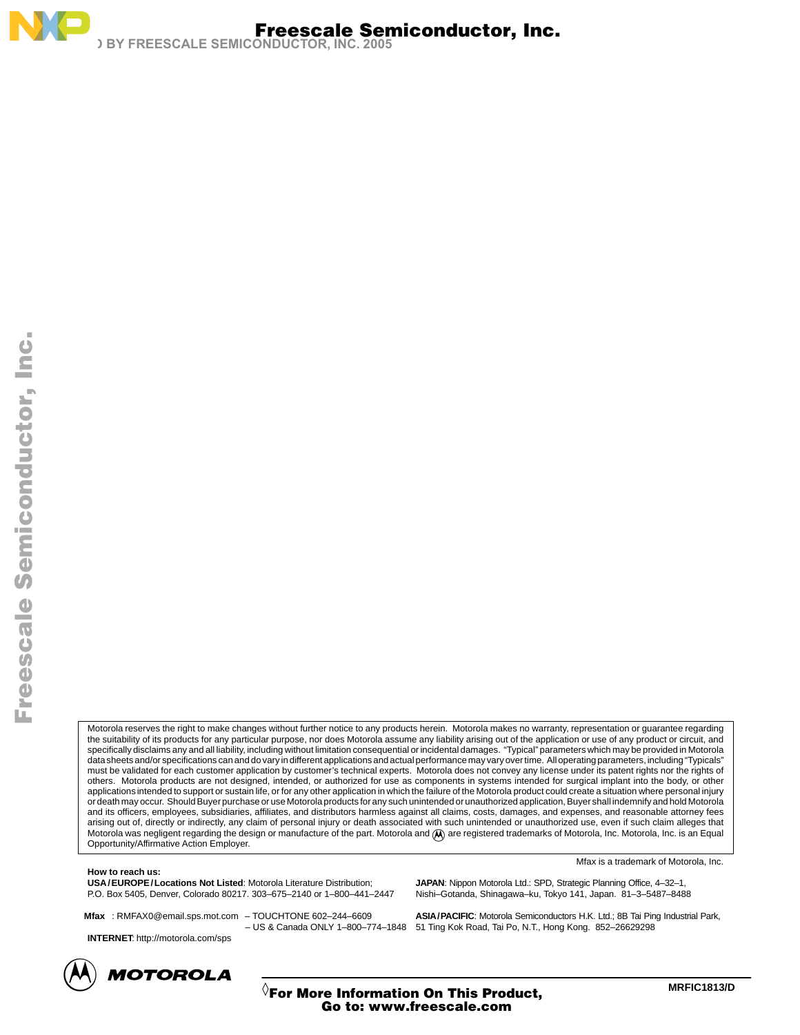Motorola reserves the right to make changes without further notice to any products herein. Motorola makes no warranty, representation or guarantee regarding the suitability of its products for any particular purpose, nor does Motorola assume any liability arising out of the application or use of any product or circuit, and specifically disclaims any and all liability, including without limitation consequential or incidental damages. "Typical" parameters which may be provided in Motorola data sheets and/or specifications can and do vary in different applications and actual performance may vary over time. All operating parameters, including "Typicals" must be validated for each customer application by customer's technical experts. Motorola does not convey any license under its patent rights nor the rights of others. Motorola products are not designed, intended, or authorized for use as components in systems intended for surgical implant into the body, or other applications intended to support or sustain life, or for any other application in which the failure of the Motorola product could create a situation where personal injury or death may occur. Should Buyer purchase or use Motorola products for any such unintended or unauthorized application, Buyer shall indemnify and hold Motorola and its officers, employees, subsidiaries, affiliates, and distributors harmless against all claims, costs, damages, and expenses, and reasonable attorney fees arising out of, directly or indirectly, any claim of personal injury or death associated with such unintended or unauthorized use, even if such claim alleges that Motorola was negligent regarding the design or manufacture of the part. Motorola and Ⓜ are registered trademarks of Motorola, Inc. Motorola, Inc. is an Equal Opportunity/Affirmative Action Employer.

Mfax is a trademark of Motorola, Inc.

**How to reach us:**

**USA / EUROPE / Locations Not Listed**: Motorola Literature Distribution; P.O. Box 5405, Denver, Colorado 80217. 303–675–2140 or 1–800–441–2447

**JAPAN**: Nippon Motorola Ltd.: SPD, Strategic Planning Office, 4–32–1, Nishi–Gotanda, Shinagawa–ku, Tokyo 141, Japan. 81–3–5487–8488

**Mfax**: RMFAX0@email.sps.mot.com – TOUCHTONE 602–244–6609
– US & Canada ONLY 1–800–774–1848

**ASIA / PACIFIC**: Motorola Semiconductors H.K. Ltd.; 8B Tai Ping Industrial Park, 51 Ting Kok Road, Tai Po, N.T., Hong Kong. 852–26629298

**INTERNET**: http://motorola.com/sps

MOTOROLA

MRFIC1813/D